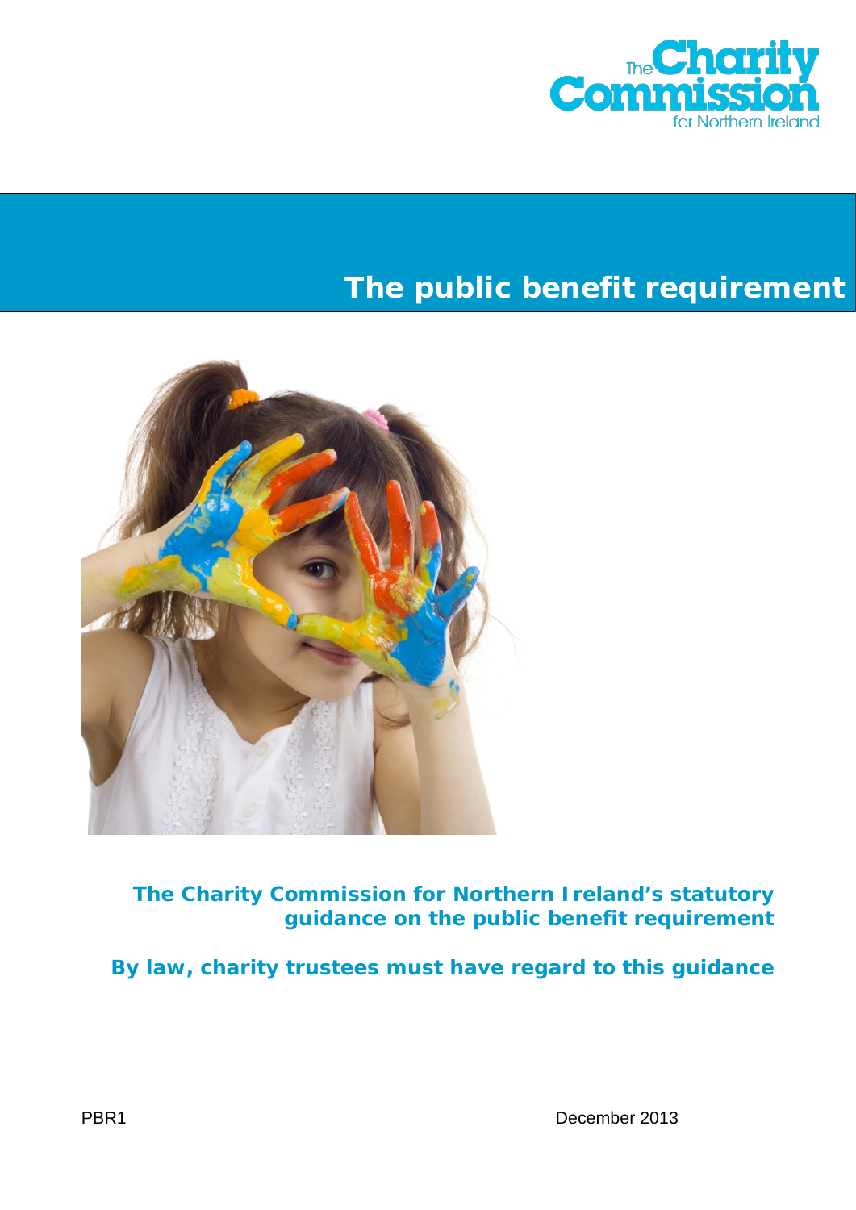The Charity Commission for Northern Ireland

# The public benefit requirement

**The Charity Commission for Northern Ireland's statutory guidance on the public benefit requirement**

**By law, charity trustees must have regard to this guidance**

PBR1

December 2013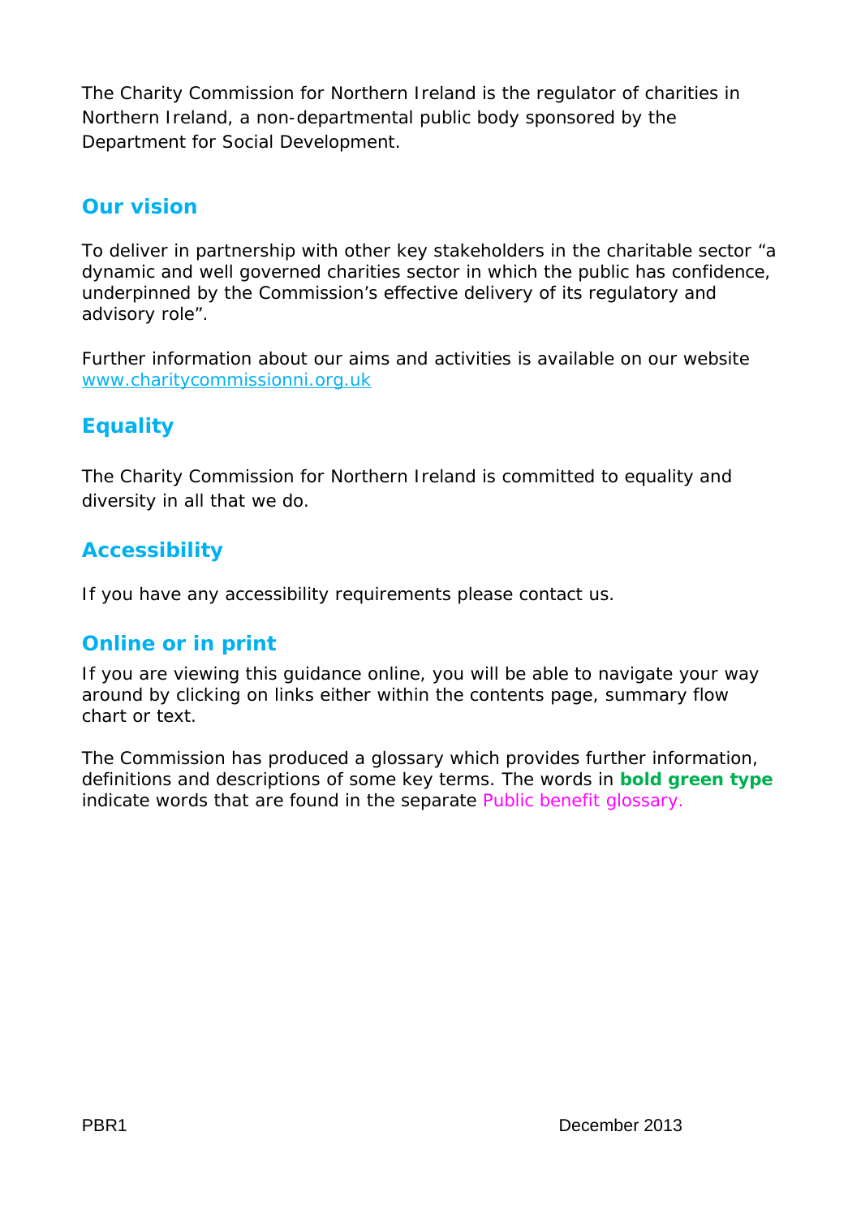The Charity Commission for Northern Ireland is the regulator of charities in Northern Ireland, a non-departmental public body sponsored by the Department for Social Development.

## Our vision

To deliver in partnership with other key stakeholders in the charitable sector "a dynamic and well governed charities sector in which the public has confidence, underpinned by the Commission's effective delivery of its regulatory and advisory role".

Further information about our aims and activities is available on our website www.charitycommissionni.org.uk

## Equality

The Charity Commission for Northern Ireland is committed to equality and diversity in all that we do.

## Accessibility

If you have any accessibility requirements please contact us.

## Online or in print

If you are viewing this guidance online, you will be able to navigate your way around by clicking on links either within the contents page, summary flow chart or text.

The Commission has produced a glossary which provides further information, definitions and descriptions of some key terms. The words in **bold green type** indicate words that are found in the separate Public benefit glossary.

PBR1 December 2013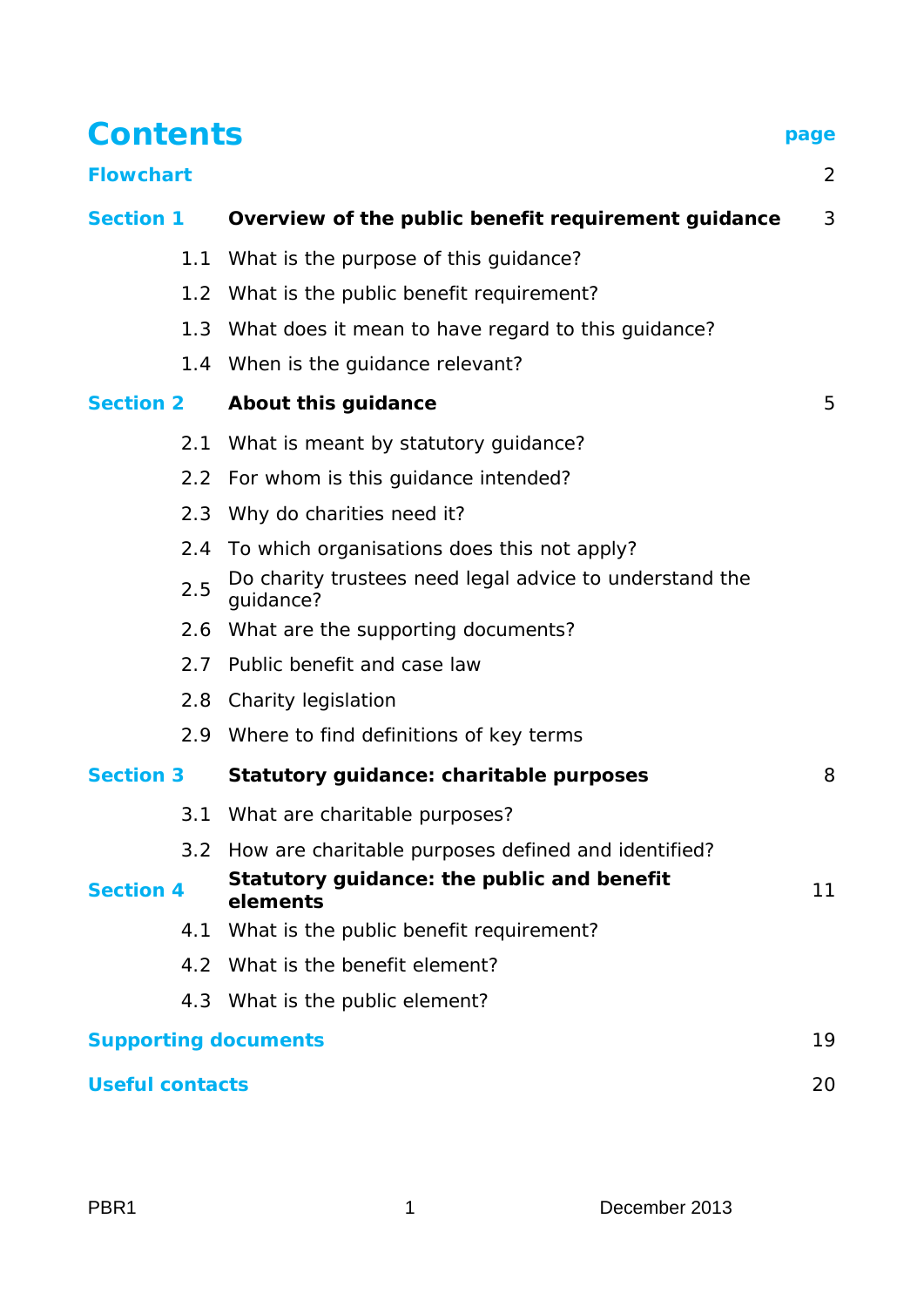# Contents

| | | page |
|---|---|---|
| **Flowchart** | | 2 |
| **Section 1** | **Overview of the public benefit requirement guidance** | 3 |
| 1.1 | What is the purpose of this guidance? | |
| 1.2 | What is the public benefit requirement? | |
| 1.3 | What does it mean to have regard to this guidance? | |
| 1.4 | When is the guidance relevant? | |
| **Section 2** | **About this guidance** | 5 |
| 2.1 | What is meant by statutory guidance? | |
| 2.2 | For whom is this guidance intended? | |
| 2.3 | Why do charities need it? | |
| 2.4 | To which organisations does this not apply? | |
| 2.5 | Do charity trustees need legal advice to understand the guidance? | |
| 2.6 | What are the supporting documents? | |
| 2.7 | Public benefit and case law | |
| 2.8 | Charity legislation | |
| 2.9 | Where to find definitions of key terms | |
| **Section 3** | **Statutory guidance: charitable purposes** | 8 |
| 3.1 | What are charitable purposes? | |
| 3.2 | How are charitable purposes defined and identified? | |
| **Section 4** | **Statutory guidance: the public and benefit elements** | 11 |
| 4.1 | What is the public benefit requirement? | |
| 4.2 | What is the benefit element? | |
| 4.3 | What is the public element? | |
| **Supporting documents** | | 19 |
| **Useful contacts** | | 20 |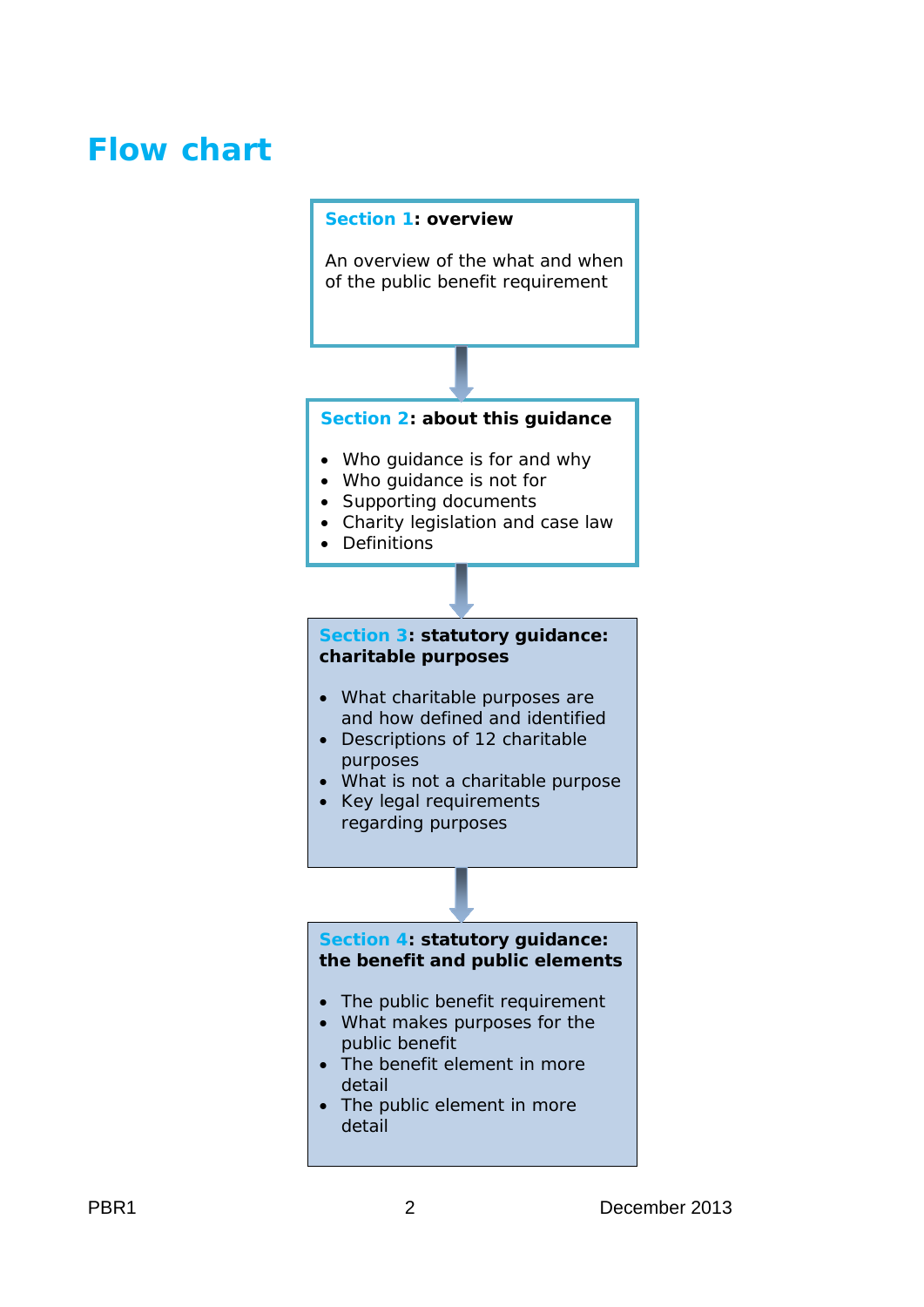# Flow chart

**Section 1: overview**

An overview of the what and when of the public benefit requirement

↓

**Section 2: about this guidance**

- Who guidance is for and why
- Who guidance is not for
- Supporting documents
- Charity legislation and case law
- Definitions

↓

**Section 3: statutory guidance: charitable purposes**

- What charitable purposes are and how defined and identified
- Descriptions of 12 charitable purposes
- What is not a charitable purpose
- Key legal requirements regarding purposes

↓

**Section 4: statutory guidance: the benefit and public elements**

- The public benefit requirement
- What makes purposes for the public benefit
- The benefit element in more detail
- The public element in more detail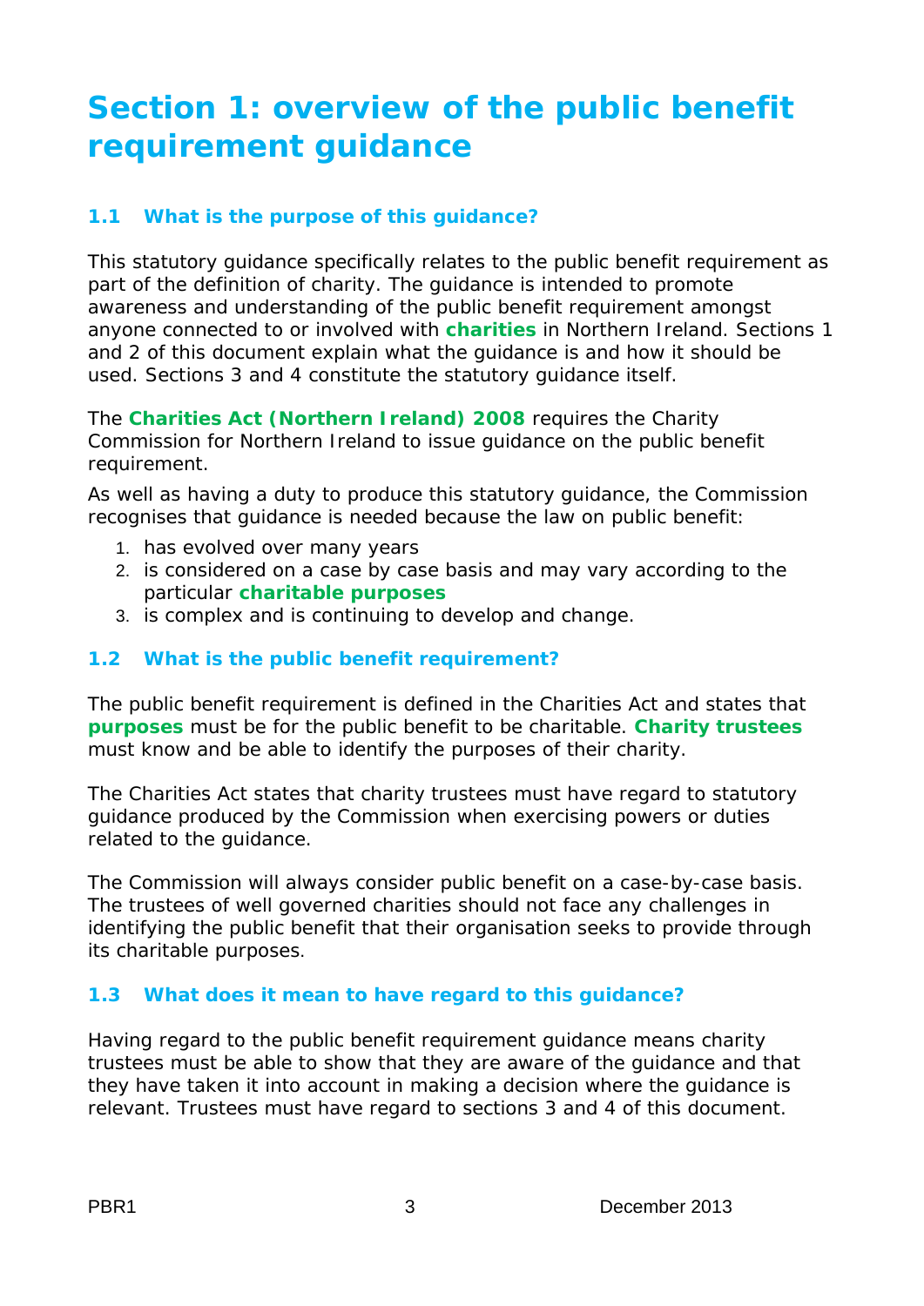# Section 1: overview of the public benefit requirement guidance

## 1.1 What is the purpose of this guidance?

This statutory guidance specifically relates to the public benefit requirement as part of the definition of charity. The guidance is intended to promote awareness and understanding of the public benefit requirement amongst anyone connected to or involved with **charities** in Northern Ireland. Sections 1 and 2 of this document explain what the guidance is and how it should be used. Sections 3 and 4 constitute the statutory guidance itself.

The **Charities Act (Northern Ireland) 2008** requires the Charity Commission for Northern Ireland to issue guidance on the public benefit requirement.

As well as having a duty to produce this statutory guidance, the Commission recognises that guidance is needed because the law on public benefit:

1. has evolved over many years
2. is considered on a case by case basis and may vary according to the particular **charitable purposes**
3. is complex and is continuing to develop and change.

## 1.2 What is the public benefit requirement?

The public benefit requirement is defined in the Charities Act and states that **purposes** must be for the public benefit to be charitable. **Charity trustees** must know and be able to identify the purposes of their charity.

The Charities Act states that charity trustees must have regard to statutory guidance produced by the Commission when exercising powers or duties related to the guidance.

The Commission will always consider public benefit on a case-by-case basis. The trustees of well governed charities should not face any challenges in identifying the public benefit that their organisation seeks to provide through its charitable purposes.

## 1.3 What does it mean to have regard to this guidance?

Having regard to the public benefit requirement guidance means charity trustees must be able to show that they are aware of the guidance and that they have taken it into account in making a decision where the guidance is relevant. Trustees must have regard to sections 3 and 4 of this document.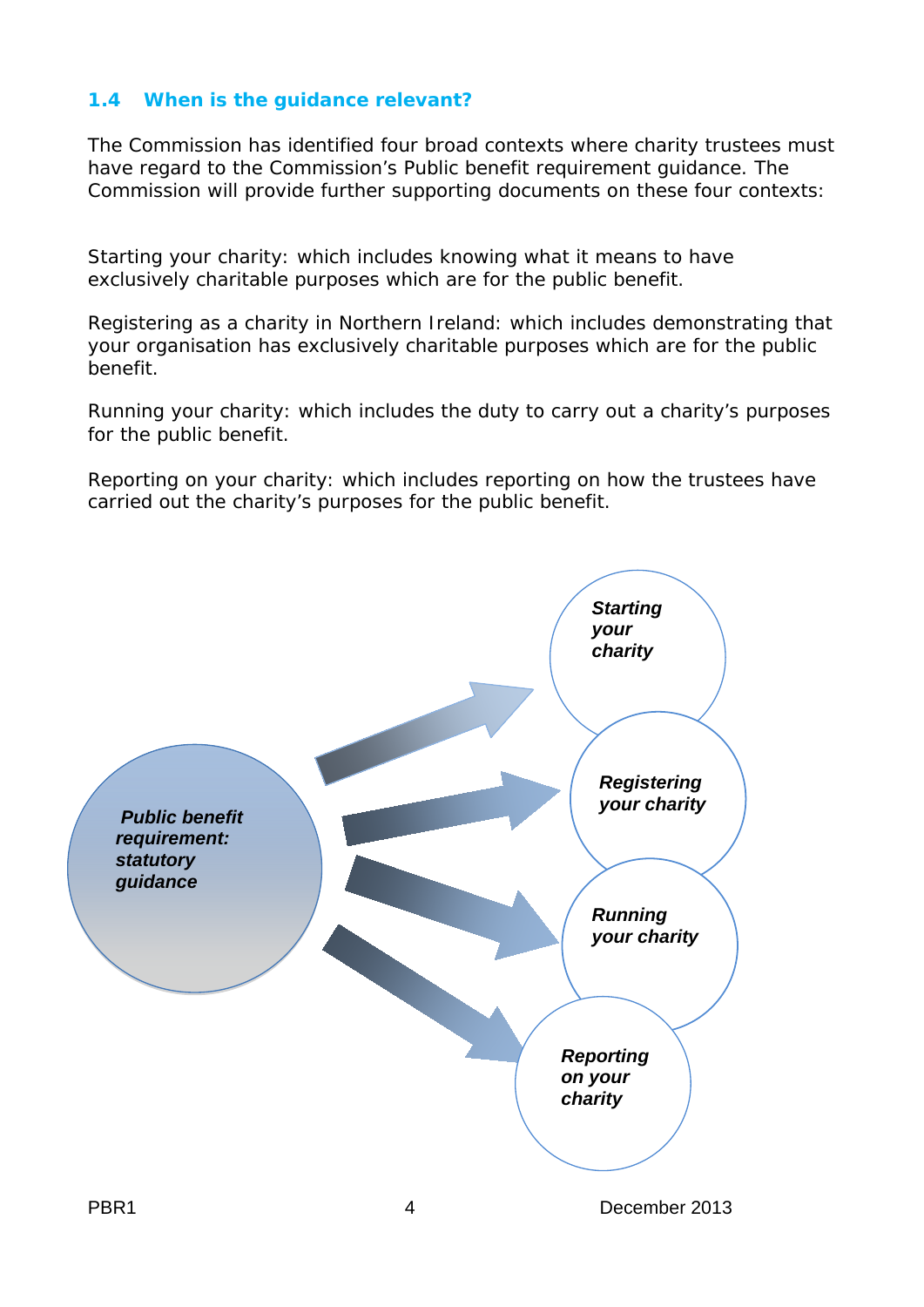### 1.4 When is the guidance relevant?

The Commission has identified four broad contexts where charity trustees must have regard to the Commission's Public benefit requirement guidance. The Commission will provide further supporting documents on these four contexts:

Starting your charity: which includes knowing what it means to have exclusively charitable purposes which are for the public benefit.

Registering as a charity in Northern Ireland: which includes demonstrating that your organisation has exclusively charitable purposes which are for the public benefit.

Running your charity: which includes the duty to carry out a charity's purposes for the public benefit.

Reporting on your charity: which includes reporting on how the trustees have carried out the charity's purposes for the public benefit.

***Public benefit requirement: statutory guidance***

- ***Starting your charity***
- ***Registering your charity***
- ***Running your charity***
- ***Reporting on your charity***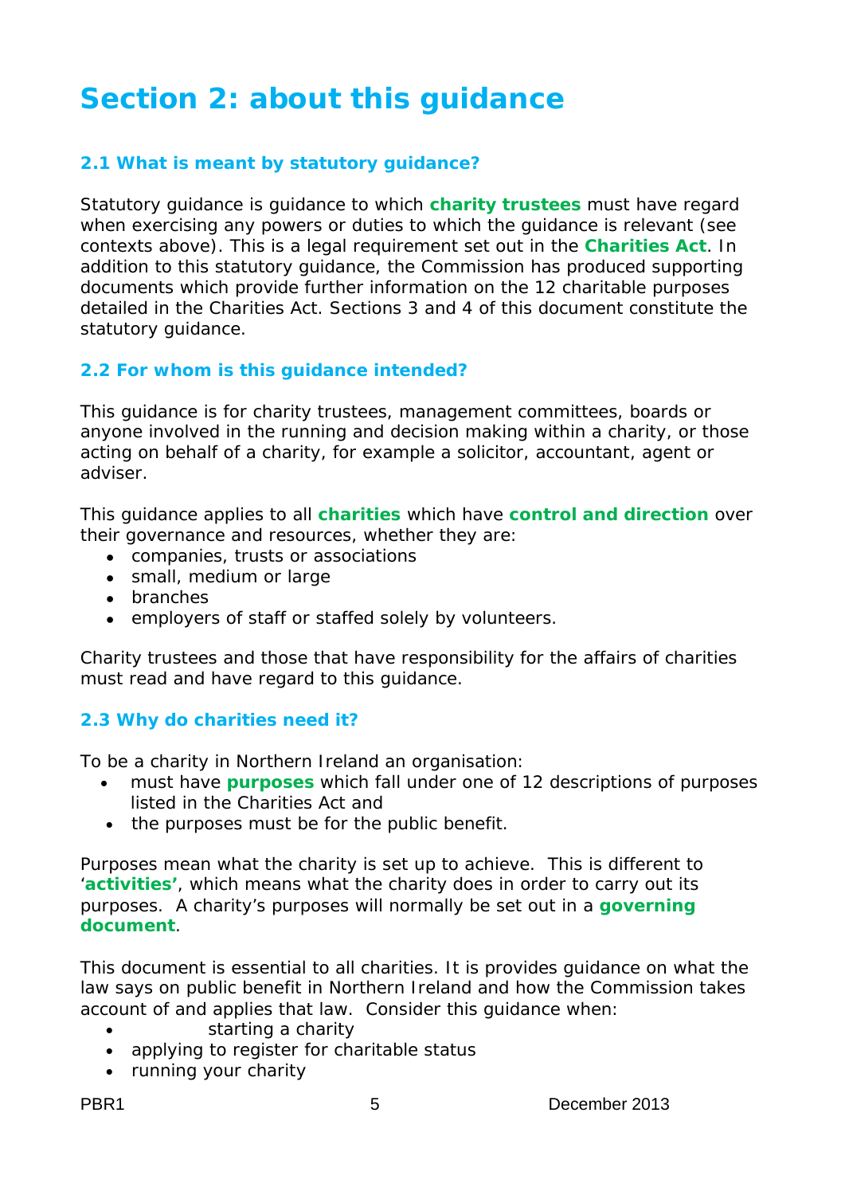# Section 2: about this guidance

### 2.1 What is meant by statutory guidance?

Statutory guidance is guidance to which **charity trustees** must have regard when exercising any powers or duties to which the guidance is relevant (see contexts above). This is a legal requirement set out in the **Charities Act**. In addition to this statutory guidance, the Commission has produced supporting documents which provide further information on the 12 charitable purposes detailed in the Charities Act. Sections 3 and 4 of this document constitute the statutory guidance.

### 2.2 For whom is this guidance intended?

This guidance is for charity trustees, management committees, boards or anyone involved in the running and decision making within a charity, or those acting on behalf of a charity, for example a solicitor, accountant, agent or adviser.

This guidance applies to all **charities** which have **control and direction** over their governance and resources, whether they are:

- companies, trusts or associations
- small, medium or large
- branches
- employers of staff or staffed solely by volunteers.

Charity trustees and those that have responsibility for the affairs of charities must read and have regard to this guidance.

### 2.3 Why do charities need it?

To be a charity in Northern Ireland an organisation:

- must have **purposes** which fall under one of 12 descriptions of purposes listed in the Charities Act and
- the purposes must be for the public benefit.

Purposes mean what the charity is set up to achieve. This is different to '**activities'**, which means what the charity does in order to carry out its purposes. A charity's purposes will normally be set out in a **governing document**.

This document is essential to all charities. It is provides guidance on what the law says on public benefit in Northern Ireland and how the Commission takes account of and applies that law. Consider this guidance when:

- starting a charity
- applying to register for charitable status
- running your charity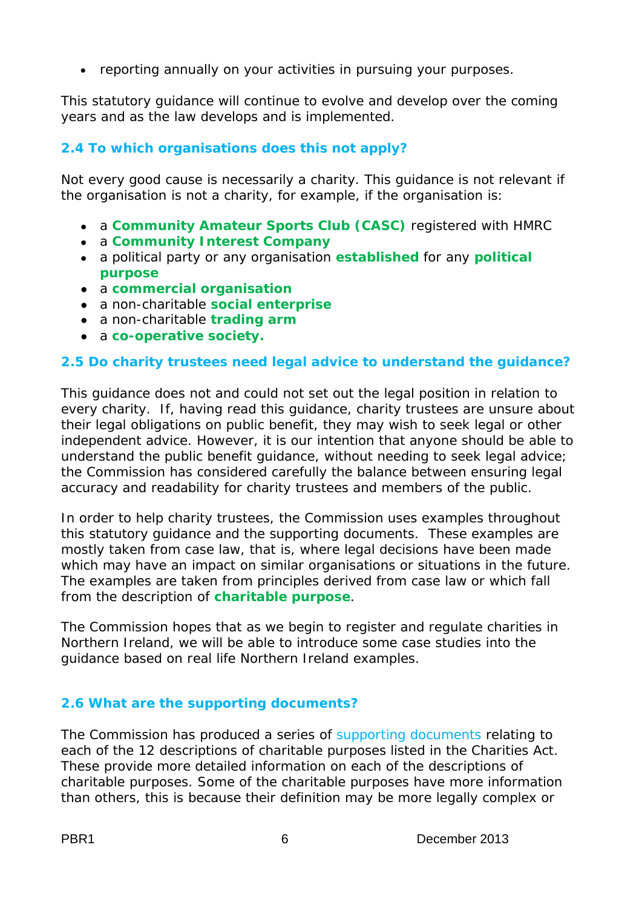- reporting annually on your activities in pursuing your purposes.

This statutory guidance will continue to evolve and develop over the coming years and as the law develops and is implemented.

### 2.4 To which organisations does this not apply?

Not every good cause is necessarily a charity. This guidance is not relevant if the organisation is not a charity, for example, if the organisation is:

- a **Community Amateur Sports Club (CASC)** registered with HMRC
- a **Community Interest Company**
- a political party or any organisation **established** for any **political purpose**
- a **commercial organisation**
- a non-charitable **social enterprise**
- a non-charitable **trading arm**
- a **co-operative society.**

### 2.5 Do charity trustees need legal advice to understand the guidance?

This guidance does not and could not set out the legal position in relation to every charity. If, having read this guidance, charity trustees are unsure about their legal obligations on public benefit, they may wish to seek legal or other independent advice. However, it is our intention that anyone should be able to understand the public benefit guidance, without needing to seek legal advice; the Commission has considered carefully the balance between ensuring legal accuracy and readability for charity trustees and members of the public.

In order to help charity trustees, the Commission uses examples throughout this statutory guidance and the supporting documents. These examples are mostly taken from case law, that is, where legal decisions have been made which may have an impact on similar organisations or situations in the future. The examples are taken from principles derived from case law or which fall from the description of **charitable purpose**.

The Commission hopes that as we begin to register and regulate charities in Northern Ireland, we will be able to introduce some case studies into the guidance based on real life Northern Ireland examples.

### 2.6 What are the supporting documents?

The Commission has produced a series of supporting documents relating to each of the 12 descriptions of charitable purposes listed in the Charities Act. These provide more detailed information on each of the descriptions of charitable purposes. Some of the charitable purposes have more information than others, this is because their definition may be more legally complex or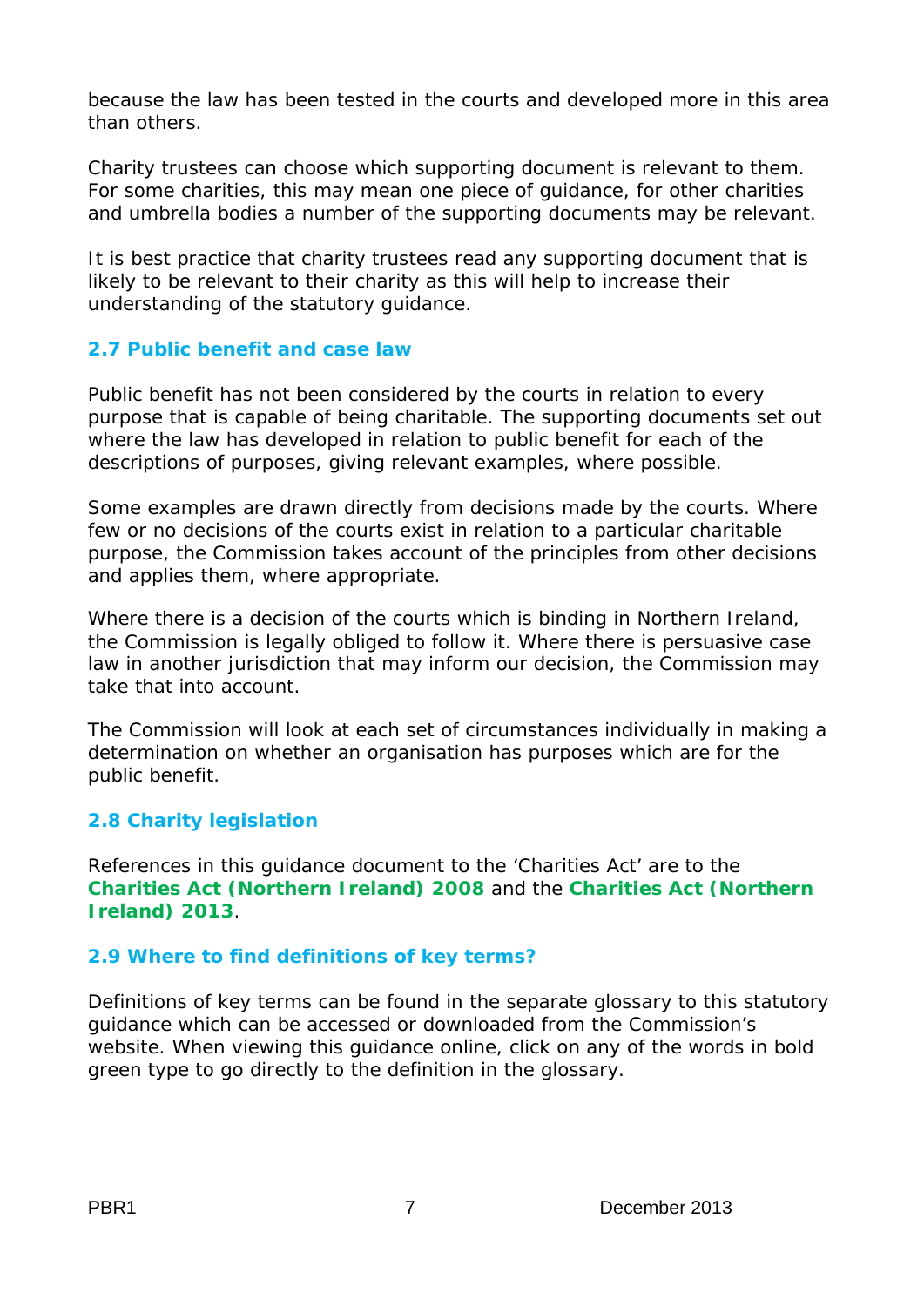because the law has been tested in the courts and developed more in this area than others.

Charity trustees can choose which supporting document is relevant to them. For some charities, this may mean one piece of guidance, for other charities and umbrella bodies a number of the supporting documents may be relevant.

It is best practice that charity trustees read any supporting document that is likely to be relevant to their charity as this will help to increase their understanding of the statutory guidance.

### 2.7 Public benefit and case law

Public benefit has not been considered by the courts in relation to every purpose that is capable of being charitable. The supporting documents set out where the law has developed in relation to public benefit for each of the descriptions of purposes, giving relevant examples, where possible.

Some examples are drawn directly from decisions made by the courts. Where few or no decisions of the courts exist in relation to a particular charitable purpose, the Commission takes account of the principles from other decisions and applies them, where appropriate.

Where there is a decision of the courts which is binding in Northern Ireland, the Commission is legally obliged to follow it. Where there is persuasive case law in another jurisdiction that may inform our decision, the Commission may take that into account.

The Commission will look at each set of circumstances individually in making a determination on whether an organisation has purposes which are for the public benefit.

### 2.8 Charity legislation

References in this guidance document to the 'Charities Act' are to the **Charities Act (Northern Ireland) 2008** and the **Charities Act (Northern Ireland) 2013**.

### 2.9 Where to find definitions of key terms?

Definitions of key terms can be found in the separate glossary to this statutory guidance which can be accessed or downloaded from the Commission's website. When viewing this guidance online, click on any of the words in bold green type to go directly to the definition in the glossary.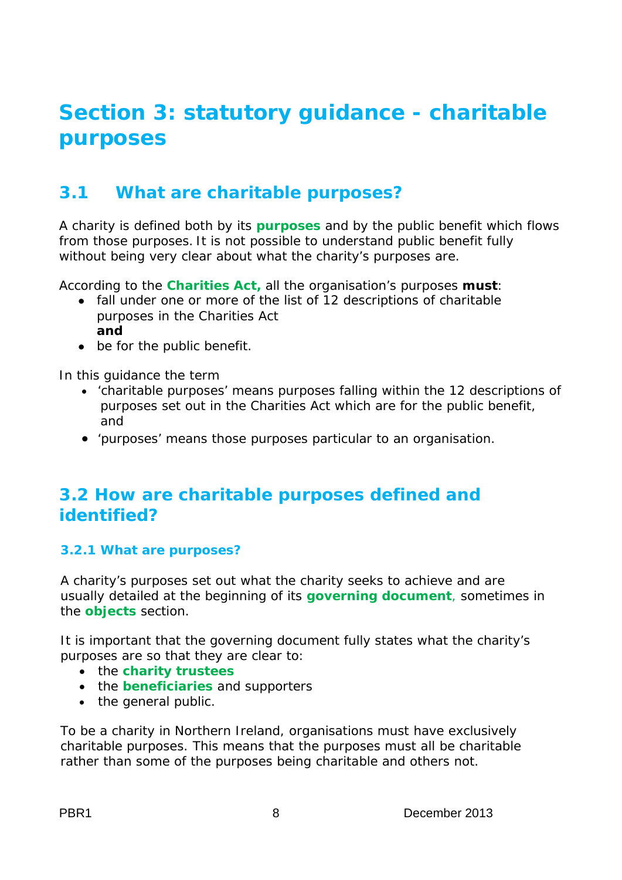# Section 3: statutory guidance - charitable purposes

## 3.1 What are charitable purposes?

A charity is defined both by its **purposes** and by the public benefit which flows from those purposes. It is not possible to understand public benefit fully without being very clear about what the charity's purposes are.

According to the **Charities Act,** all the organisation's purposes **must**:

- fall under one or more of the list of 12 descriptions of charitable purposes in the Charities Act
  **and**
- be for the public benefit.

In this guidance the term

- 'charitable purposes' means purposes falling within the 12 descriptions of purposes set out in the Charities Act which are for the public benefit, and
- 'purposes' means those purposes particular to an organisation.

## 3.2 How are charitable purposes defined and identified?

### 3.2.1 What are purposes?

A charity's purposes set out what the charity seeks to achieve and are usually detailed at the beginning of its **governing document**, sometimes in the **objects** section.

It is important that the governing document fully states what the charity's purposes are so that they are clear to:

- the **charity trustees**
- the **beneficiaries** and supporters
- the general public.

To be a charity in Northern Ireland, organisations must have exclusively charitable purposes. This means that the purposes must all be charitable rather than some of the purposes being charitable and others not.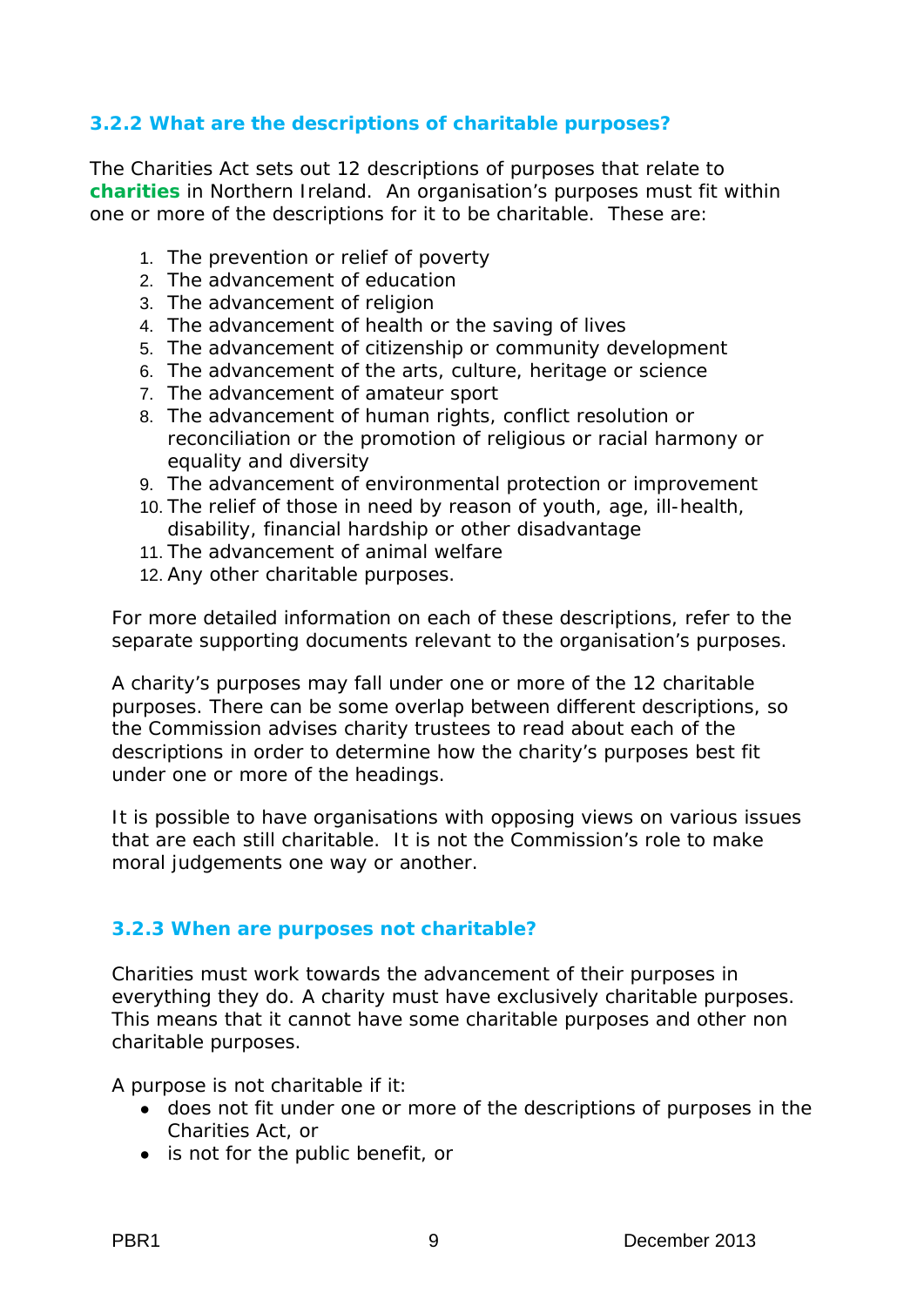### 3.2.2 What are the descriptions of charitable purposes?

The Charities Act sets out 12 descriptions of purposes that relate to **charities** in Northern Ireland. An organisation's purposes must fit within one or more of the descriptions for it to be charitable. These are:

1. The prevention or relief of poverty
2. The advancement of education
3. The advancement of religion
4. The advancement of health or the saving of lives
5. The advancement of citizenship or community development
6. The advancement of the arts, culture, heritage or science
7. The advancement of amateur sport
8. The advancement of human rights, conflict resolution or reconciliation or the promotion of religious or racial harmony or equality and diversity
9. The advancement of environmental protection or improvement
10. The relief of those in need by reason of youth, age, ill-health, disability, financial hardship or other disadvantage
11. The advancement of animal welfare
12. Any other charitable purposes.

For more detailed information on each of these descriptions, refer to the separate supporting documents relevant to the organisation's purposes.

A charity's purposes may fall under one or more of the 12 charitable purposes. There can be some overlap between different descriptions, so the Commission advises charity trustees to read about each of the descriptions in order to determine how the charity's purposes best fit under one or more of the headings.

It is possible to have organisations with opposing views on various issues that are each still charitable. It is not the Commission's role to make moral judgements one way or another.

### 3.2.3 When are purposes not charitable?

Charities must work towards the advancement of their purposes in everything they do. A charity must have exclusively charitable purposes. This means that it cannot have some charitable purposes and other non charitable purposes.

A purpose is not charitable if it:

- does not fit under one or more of the descriptions of purposes in the Charities Act, or
- is not for the public benefit, or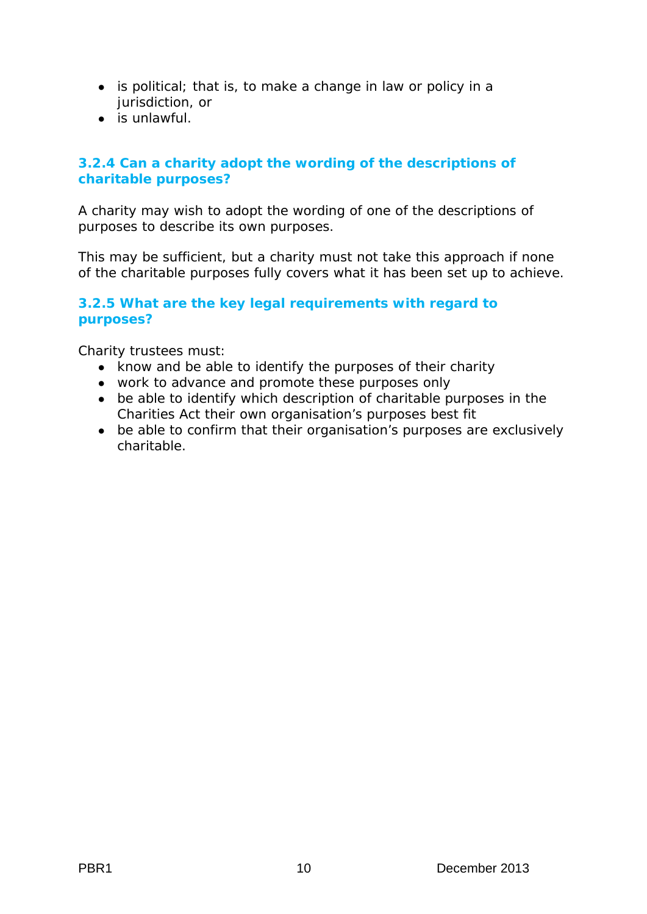- is political; that is, to make a change in law or policy in a jurisdiction, or
- is unlawful.

### 3.2.4 Can a charity adopt the wording of the descriptions of charitable purposes?

A charity may wish to adopt the wording of one of the descriptions of purposes to describe its own purposes.

This may be sufficient, but a charity must not take this approach if none of the charitable purposes fully covers what it has been set up to achieve.

### 3.2.5 What are the key legal requirements with regard to purposes?

Charity trustees must:

- know and be able to identify the purposes of their charity
- work to advance and promote these purposes only
- be able to identify which description of charitable purposes in the Charities Act their own organisation's purposes best fit
- be able to confirm that their organisation's purposes are exclusively charitable.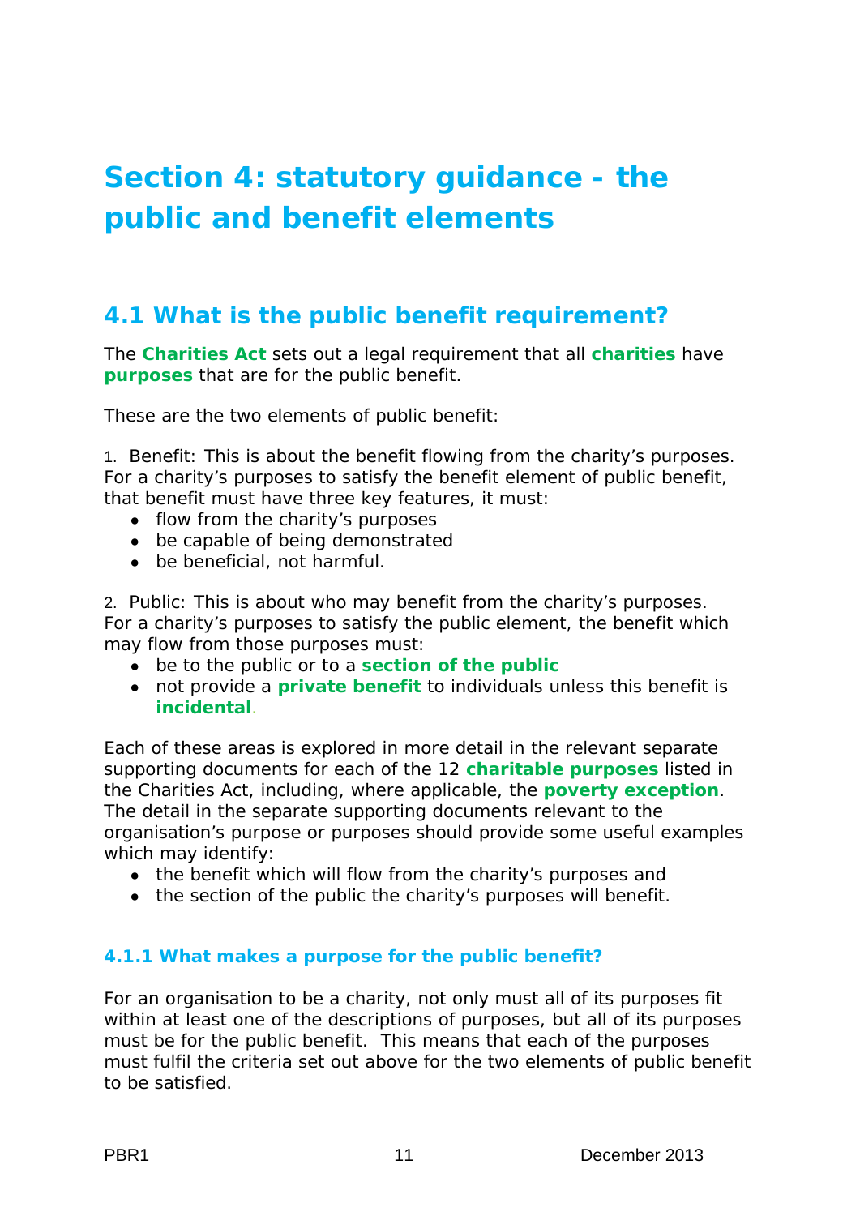# Section 4: statutory guidance - the public and benefit elements

## 4.1 What is the public benefit requirement?

The **Charities Act** sets out a legal requirement that all **charities** have **purposes** that are for the public benefit.

These are the two elements of public benefit:

1. Benefit: This is about the benefit flowing from the charity's purposes. For a charity's purposes to satisfy the benefit element of public benefit, that benefit must have three key features, it must:
   - flow from the charity's purposes
   - be capable of being demonstrated
   - be beneficial, not harmful.

2. Public: This is about who may benefit from the charity's purposes. For a charity's purposes to satisfy the public element, the benefit which may flow from those purposes must:
   - be to the public or to a **section of the public**
   - not provide a **private benefit** to individuals unless this benefit is **incidental**.

Each of these areas is explored in more detail in the relevant separate supporting documents for each of the 12 **charitable purposes** listed in the Charities Act, including, where applicable, the **poverty exception**. The detail in the separate supporting documents relevant to the organisation's purpose or purposes should provide some useful examples which may identify:

- the benefit which will flow from the charity's purposes and
- the section of the public the charity's purposes will benefit.

### 4.1.1 What makes a purpose for the public benefit?

For an organisation to be a charity, not only must all of its purposes fit within at least one of the descriptions of purposes, but all of its purposes must be for the public benefit. This means that each of the purposes must fulfil the criteria set out above for the two elements of public benefit to be satisfied.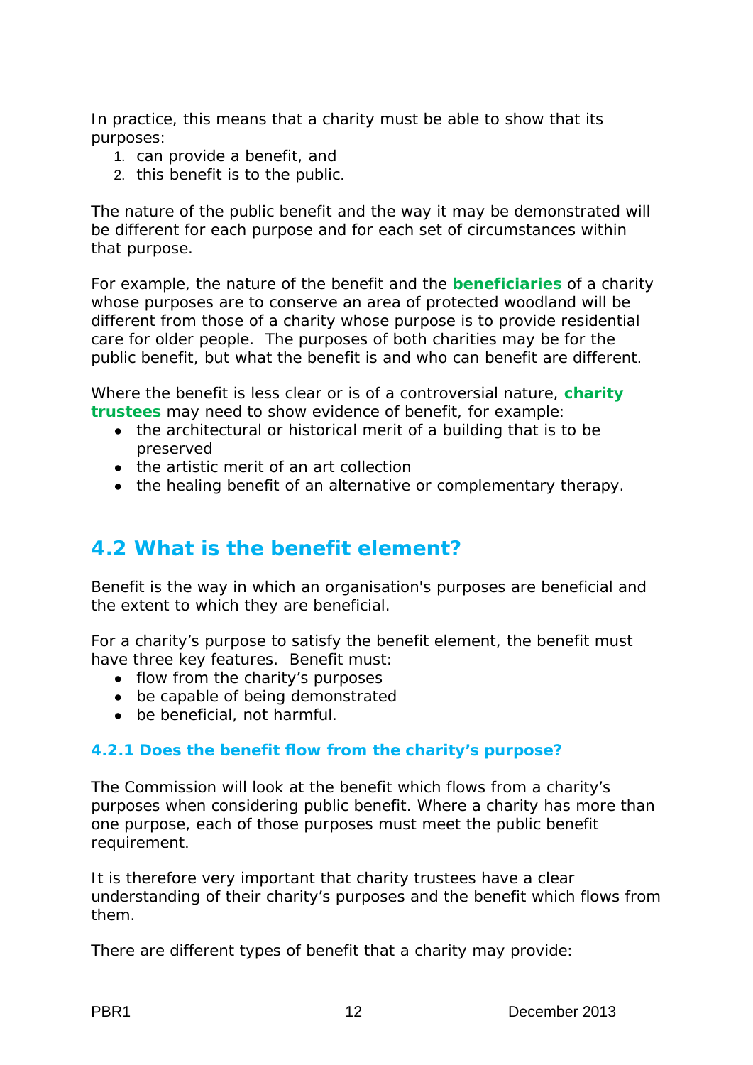In practice, this means that a charity must be able to show that its purposes:

1. can provide a benefit, and
2. this benefit is to the public.

The nature of the public benefit and the way it may be demonstrated will be different for each purpose and for each set of circumstances within that purpose.

For example, the nature of the benefit and the **beneficiaries** of a charity whose purposes are to conserve an area of protected woodland will be different from those of a charity whose purpose is to provide residential care for older people. The purposes of both charities may be for the public benefit, but what the benefit is and who can benefit are different.

Where the benefit is less clear or is of a controversial nature, **charity trustees** may need to show evidence of benefit, for example:

- the architectural or historical merit of a building that is to be preserved
- the artistic merit of an art collection
- the healing benefit of an alternative or complementary therapy.

## 4.2 What is the benefit element?

Benefit is the way in which an organisation's purposes are beneficial and the extent to which they are beneficial.

For a charity's purpose to satisfy the benefit element, the benefit must have three key features. Benefit must:

- flow from the charity's purposes
- be capable of being demonstrated
- be beneficial, not harmful.

### 4.2.1 Does the benefit flow from the charity's purpose?

The Commission will look at the benefit which flows from a charity's purposes when considering public benefit. Where a charity has more than one purpose, each of those purposes must meet the public benefit requirement.

It is therefore very important that charity trustees have a clear understanding of their charity's purposes and the benefit which flows from them.

There are different types of benefit that a charity may provide: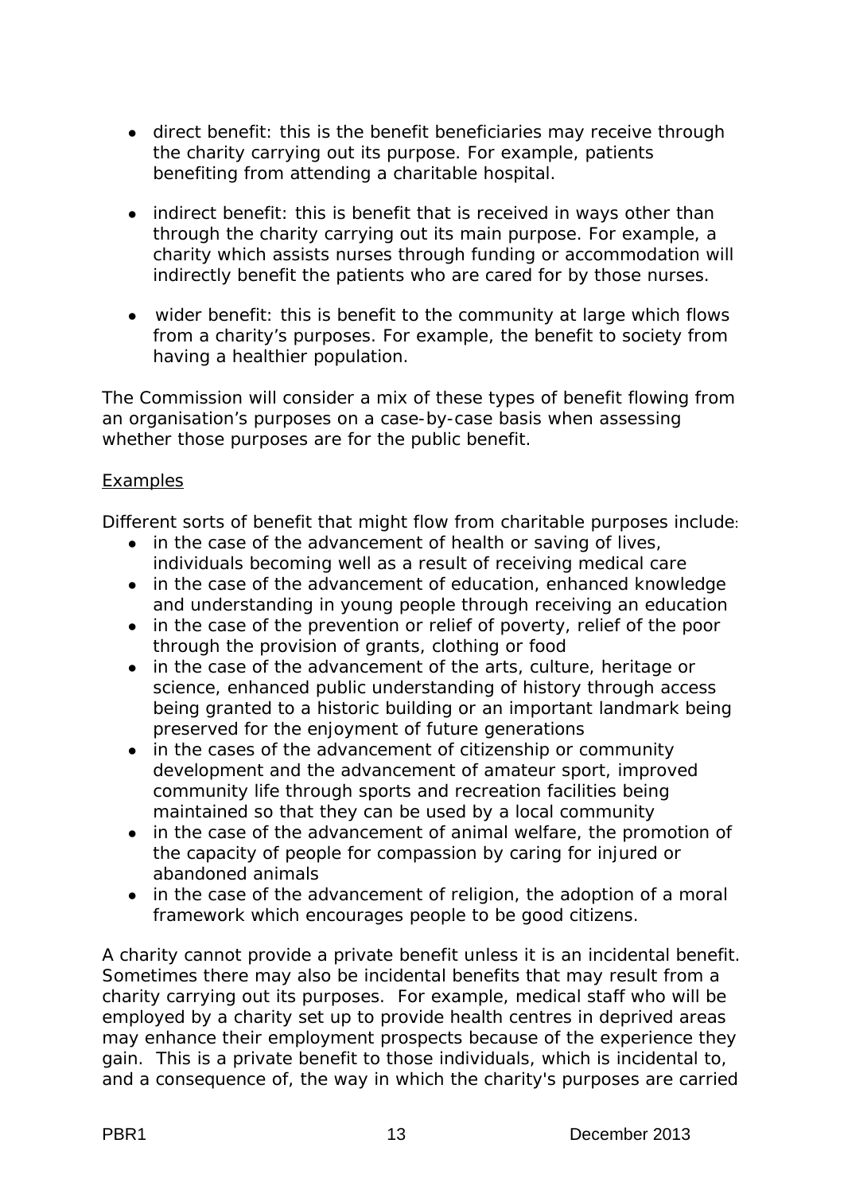- direct benefit: this is the benefit beneficiaries may receive through the charity carrying out its purpose. For example, patients benefiting from attending a charitable hospital.

- indirect benefit: this is benefit that is received in ways other than through the charity carrying out its main purpose. For example, a charity which assists nurses through funding or accommodation will indirectly benefit the patients who are cared for by those nurses.

- wider benefit: this is benefit to the community at large which flows from a charity's purposes. For example, the benefit to society from having a healthier population.

The Commission will consider a mix of these types of benefit flowing from an organisation's purposes on a case-by-case basis when assessing whether those purposes are for the public benefit.

<u>Examples</u>

Different sorts of benefit that might flow from charitable purposes include:

- in the case of the advancement of health or saving of lives, individuals becoming well as a result of receiving medical care
- in the case of the advancement of education, enhanced knowledge and understanding in young people through receiving an education
- in the case of the prevention or relief of poverty, relief of the poor through the provision of grants, clothing or food
- in the case of the advancement of the arts, culture, heritage or science, enhanced public understanding of history through access being granted to a historic building or an important landmark being preserved for the enjoyment of future generations
- in the cases of the advancement of citizenship or community development and the advancement of amateur sport, improved community life through sports and recreation facilities being maintained so that they can be used by a local community
- in the case of the advancement of animal welfare, the promotion of the capacity of people for compassion by caring for injured or abandoned animals
- in the case of the advancement of religion, the adoption of a moral framework which encourages people to be good citizens.

A charity cannot provide a private benefit unless it is an incidental benefit. Sometimes there may also be incidental benefits that may result from a charity carrying out its purposes. For example, medical staff who will be employed by a charity set up to provide health centres in deprived areas may enhance their employment prospects because of the experience they gain. This is a private benefit to those individuals, which is incidental to, and a consequence of, the way in which the charity's purposes are carried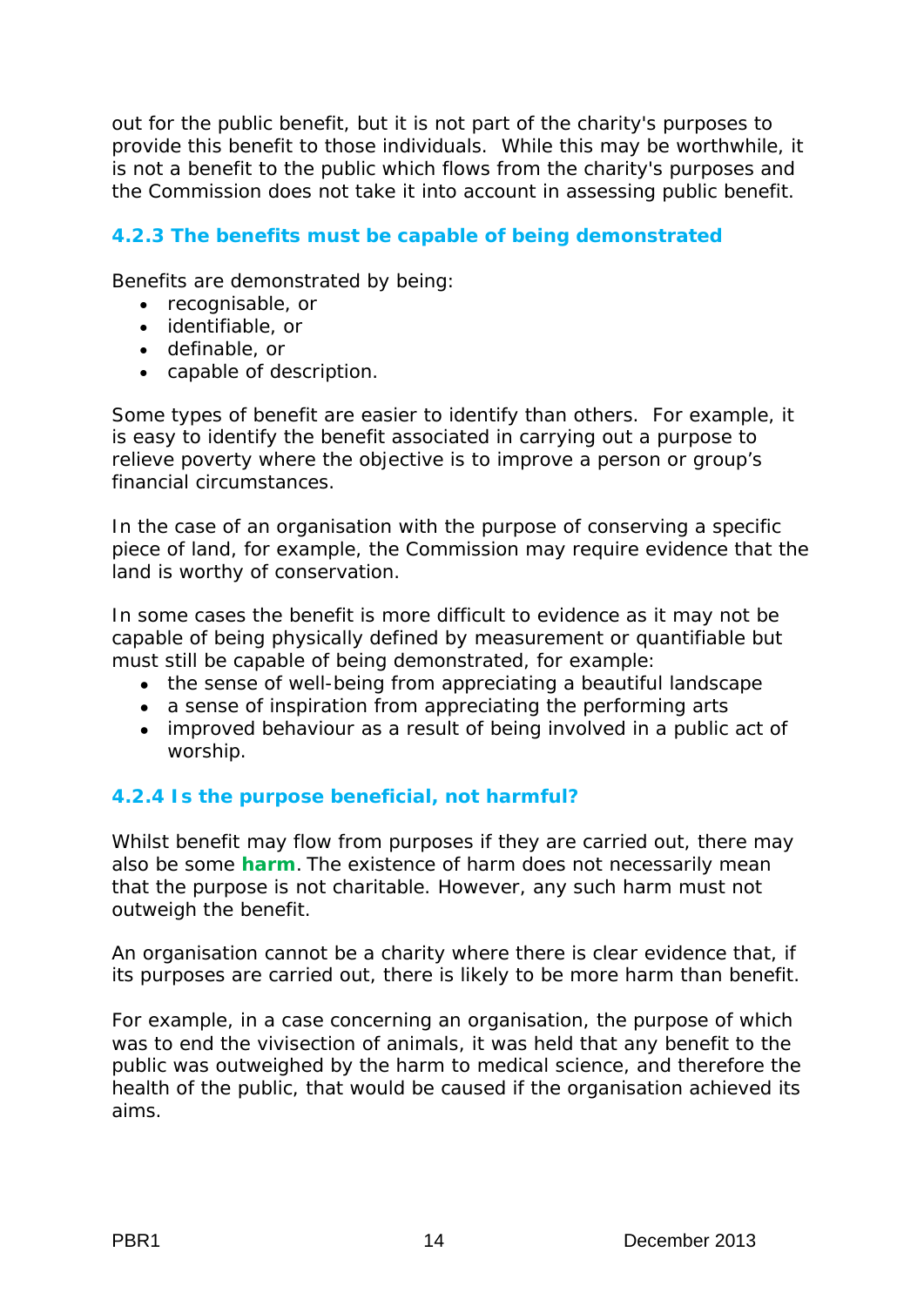out for the public benefit, but it is not part of the charity's purposes to provide this benefit to those individuals. While this may be worthwhile, it is not a benefit to the public which flows from the charity's purposes and the Commission does not take it into account in assessing public benefit.

#### 4.2.3 The benefits must be capable of being demonstrated

Benefits are demonstrated by being:

- recognisable, or
- identifiable, or
- definable, or
- capable of description.

Some types of benefit are easier to identify than others. For example, it is easy to identify the benefit associated in carrying out a purpose to relieve poverty where the objective is to improve a person or group's financial circumstances.

In the case of an organisation with the purpose of conserving a specific piece of land, for example, the Commission may require evidence that the land is worthy of conservation.

In some cases the benefit is more difficult to evidence as it may not be capable of being physically defined by measurement or quantifiable but must still be capable of being demonstrated, for example:

- the sense of well-being from appreciating a beautiful landscape
- a sense of inspiration from appreciating the performing arts
- improved behaviour as a result of being involved in a public act of worship.

#### 4.2.4 Is the purpose beneficial, not harmful?

Whilst benefit may flow from purposes if they are carried out, there may also be some **harm**. The existence of harm does not necessarily mean that the purpose is not charitable. However, any such harm must not outweigh the benefit.

An organisation cannot be a charity where there is clear evidence that, if its purposes are carried out, there is likely to be more harm than benefit.

For example, in a case concerning an organisation, the purpose of which was to end the vivisection of animals, it was held that any benefit to the public was outweighed by the harm to medical science, and therefore the health of the public, that would be caused if the organisation achieved its aims.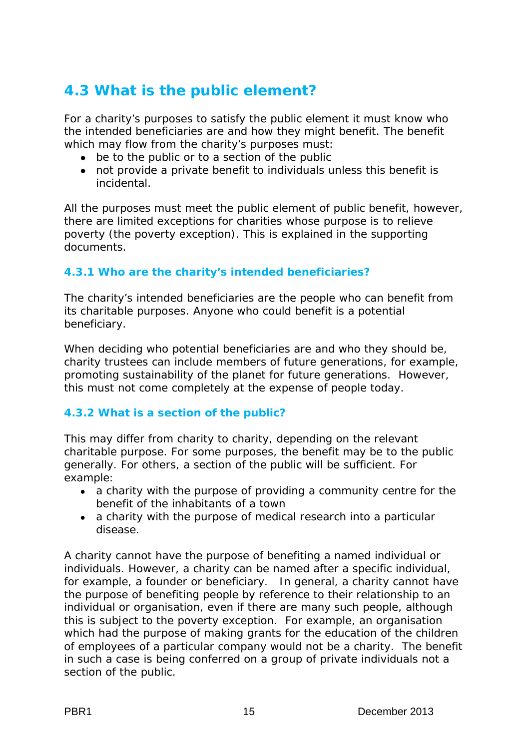## 4.3 What is the public element?

For a charity's purposes to satisfy the public element it must know who the intended beneficiaries are and how they might benefit. The benefit which may flow from the charity's purposes must:

- be to the public or to a section of the public
- not provide a private benefit to individuals unless this benefit is incidental.

All the purposes must meet the public element of public benefit, however, there are limited exceptions for charities whose purpose is to relieve poverty (the poverty exception). This is explained in the supporting documents.

### 4.3.1 Who are the charity's intended beneficiaries?

The charity's intended beneficiaries are the people who can benefit from its charitable purposes. Anyone who could benefit is a potential beneficiary.

When deciding who potential beneficiaries are and who they should be, charity trustees can include members of future generations, for example, promoting sustainability of the planet for future generations. However, this must not come completely at the expense of people today.

### 4.3.2 What is a section of the public?

This may differ from charity to charity, depending on the relevant charitable purpose. For some purposes, the benefit may be to the public generally. For others, a section of the public will be sufficient. For example:

- a charity with the purpose of providing a community centre for the benefit of the inhabitants of a town
- a charity with the purpose of medical research into a particular disease.

A charity cannot have the purpose of benefiting a named individual or individuals. However, a charity can be named after a specific individual, for example, a founder or beneficiary. In general, a charity cannot have the purpose of benefiting people by reference to their relationship to an individual or organisation, even if there are many such people, although this is subject to the poverty exception. For example, an organisation which had the purpose of making grants for the education of the children of employees of a particular company would not be a charity. The benefit in such a case is being conferred on a group of private individuals not a section of the public.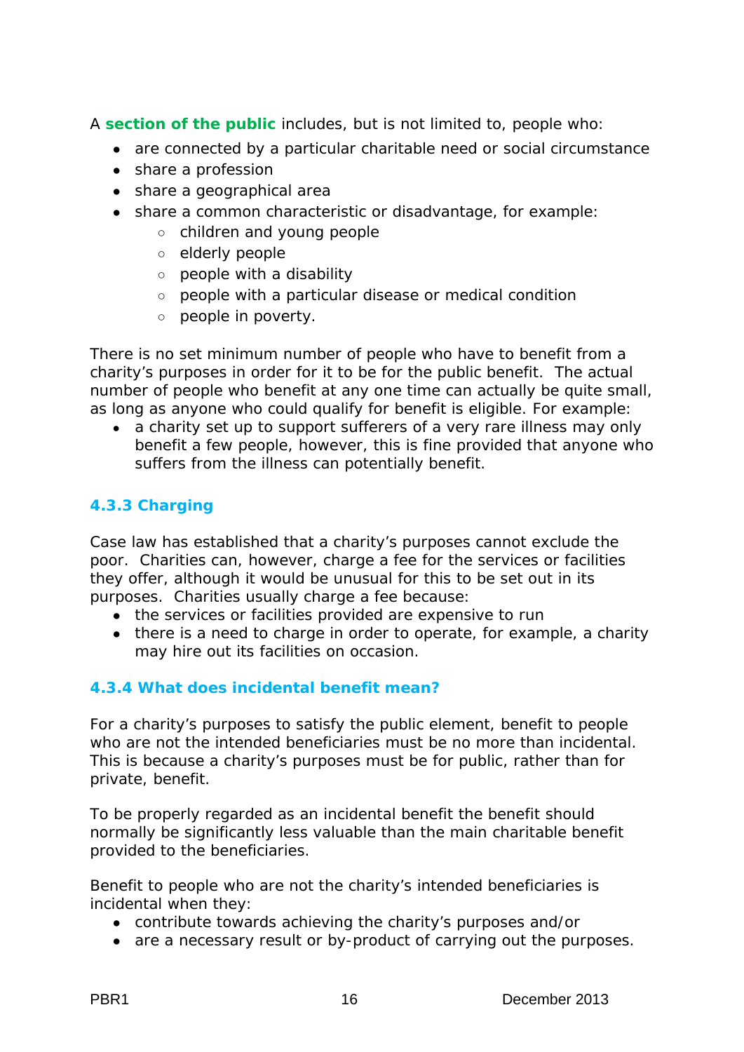A **section of the public** includes, but is not limited to, people who:

- are connected by a particular charitable need or social circumstance
- share a profession
- share a geographical area
- share a common characteristic or disadvantage, for example:
  - children and young people
  - elderly people
  - people with a disability
  - people with a particular disease or medical condition
  - people in poverty.

There is no set minimum number of people who have to benefit from a charity's purposes in order for it to be for the public benefit. The actual number of people who benefit at any one time can actually be quite small, as long as anyone who could qualify for benefit is eligible. For example:

- a charity set up to support sufferers of a very rare illness may only benefit a few people, however, this is fine provided that anyone who suffers from the illness can potentially benefit.

### 4.3.3 Charging

Case law has established that a charity's purposes cannot exclude the poor. Charities can, however, charge a fee for the services or facilities they offer, although it would be unusual for this to be set out in its purposes. Charities usually charge a fee because:

- the services or facilities provided are expensive to run
- there is a need to charge in order to operate, for example, a charity may hire out its facilities on occasion.

### 4.3.4 What does incidental benefit mean?

For a charity's purposes to satisfy the public element, benefit to people who are not the intended beneficiaries must be no more than incidental. This is because a charity's purposes must be for public, rather than for private, benefit.

To be properly regarded as an incidental benefit the benefit should normally be significantly less valuable than the main charitable benefit provided to the beneficiaries.

Benefit to people who are not the charity's intended beneficiaries is incidental when they:

- contribute towards achieving the charity's purposes and/or
- are a necessary result or by-product of carrying out the purposes.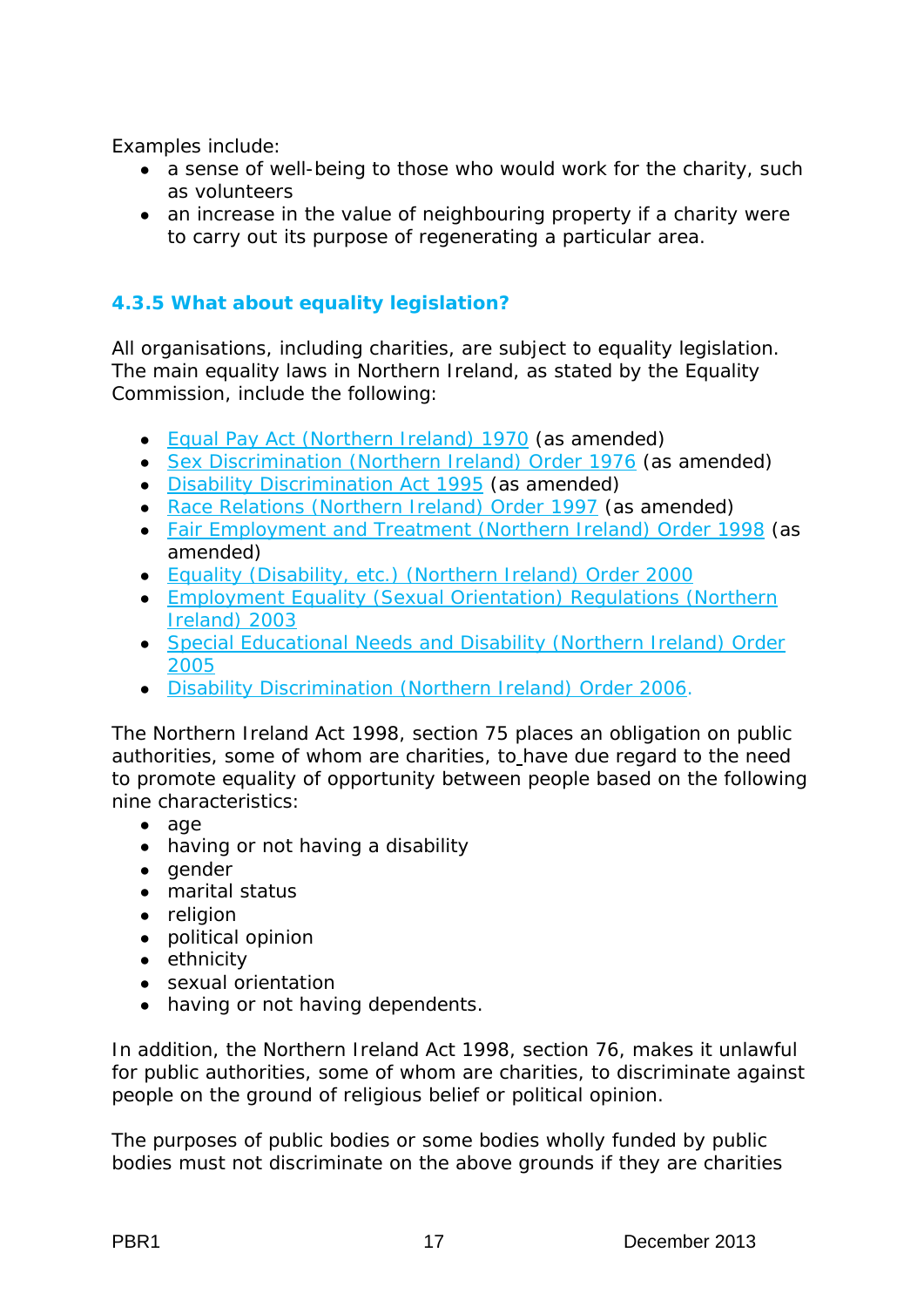Examples include:

- a sense of well-being to those who would work for the charity, such as volunteers
- an increase in the value of neighbouring property if a charity were to carry out its purpose of regenerating a particular area.

### 4.3.5 What about equality legislation?

All organisations, including charities, are subject to equality legislation. The main equality laws in Northern Ireland, as stated by the Equality Commission, include the following:

- Equal Pay Act (Northern Ireland) 1970 (as amended)
- Sex Discrimination (Northern Ireland) Order 1976 (as amended)
- Disability Discrimination Act 1995 (as amended)
- Race Relations (Northern Ireland) Order 1997 (as amended)
- Fair Employment and Treatment (Northern Ireland) Order 1998 (as amended)
- Equality (Disability, etc.) (Northern Ireland) Order 2000
- Employment Equality (Sexual Orientation) Regulations (Northern Ireland) 2003
- Special Educational Needs and Disability (Northern Ireland) Order 2005
- Disability Discrimination (Northern Ireland) Order 2006.

The Northern Ireland Act 1998, section 75 places an obligation on public authorities, some of whom are charities, to have due regard to the need to promote equality of opportunity between people based on the following nine characteristics:

- age
- having or not having a disability
- gender
- marital status
- religion
- political opinion
- ethnicity
- sexual orientation
- having or not having dependents.

In addition, the Northern Ireland Act 1998, section 76, makes it unlawful for public authorities, some of whom are charities, to discriminate against people on the ground of religious belief or political opinion.

The purposes of public bodies or some bodies wholly funded by public bodies must not discriminate on the above grounds if they are charities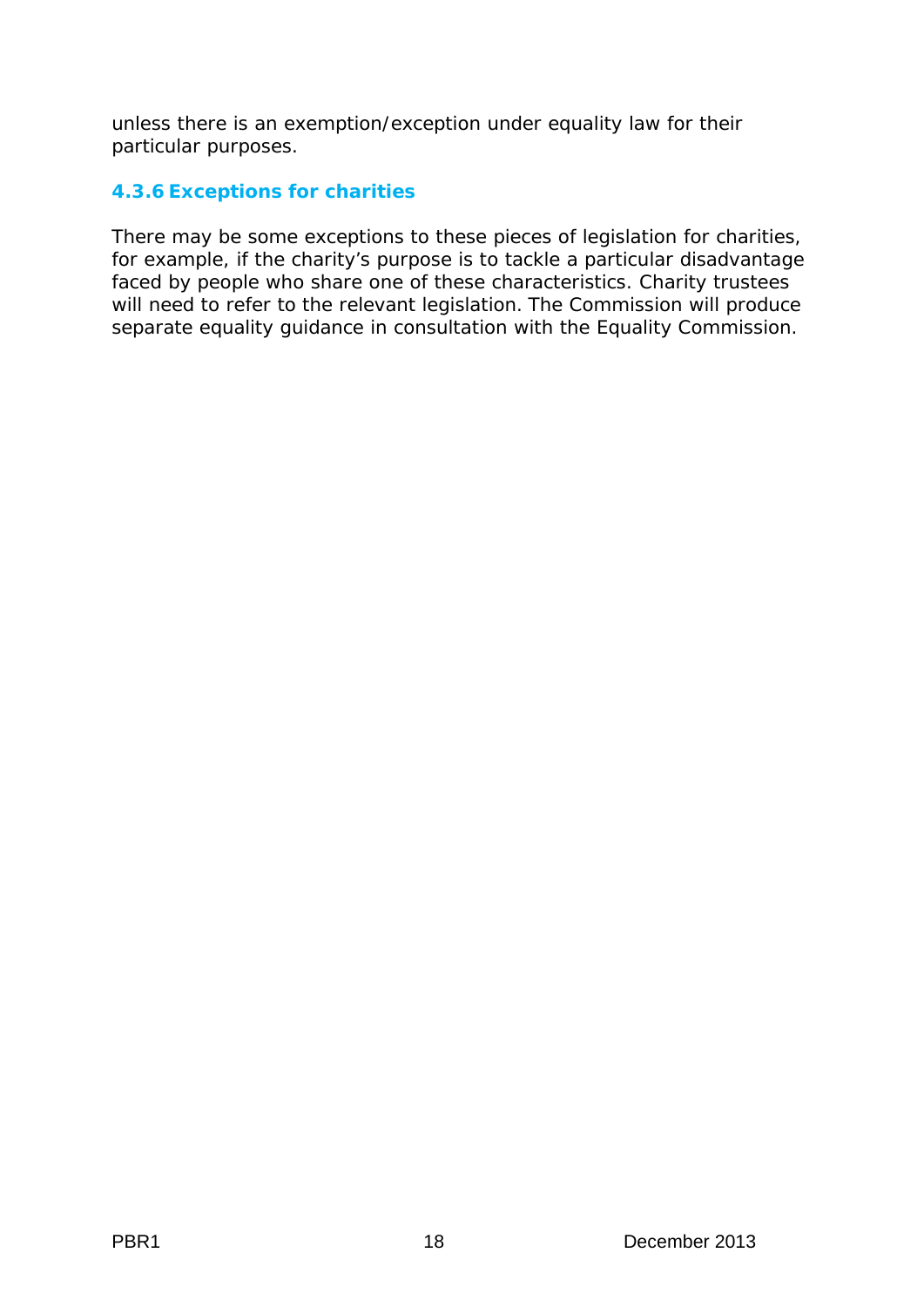unless there is an exemption/exception under equality law for their particular purposes.

### 4.3.6 Exceptions for charities

There may be some exceptions to these pieces of legislation for charities, for example, if the charity's purpose is to tackle a particular disadvantage faced by people who share one of these characteristics. Charity trustees will need to refer to the relevant legislation. The Commission will produce separate equality guidance in consultation with the Equality Commission.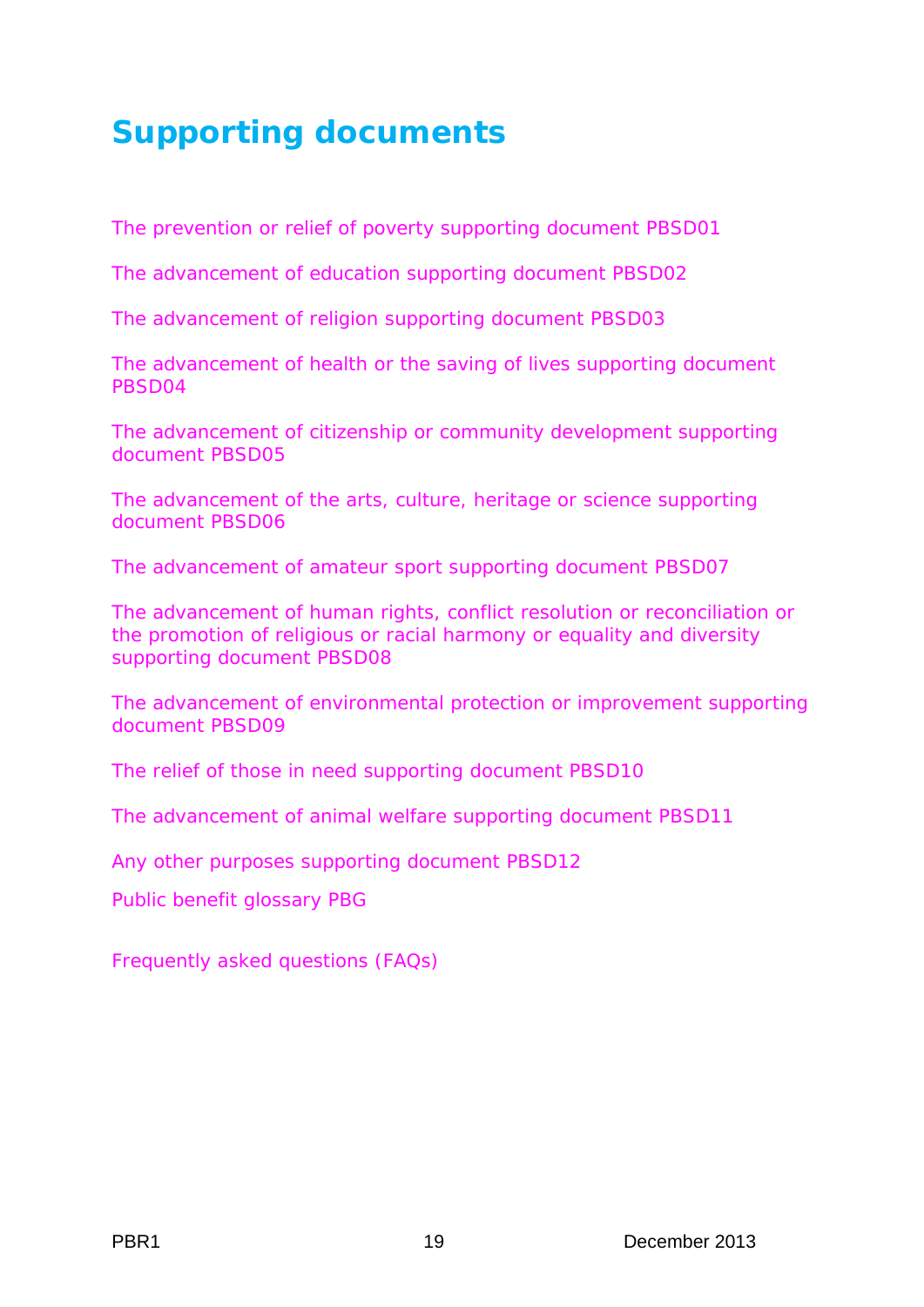# Supporting documents

The prevention or relief of poverty supporting document PBSD01

The advancement of education supporting document PBSD02

The advancement of religion supporting document PBSD03

The advancement of health or the saving of lives supporting document PBSD04

The advancement of citizenship or community development supporting document PBSD05

The advancement of the arts, culture, heritage or science supporting document PBSD06

The advancement of amateur sport supporting document PBSD07

The advancement of human rights, conflict resolution or reconciliation or the promotion of religious or racial harmony or equality and diversity supporting document PBSD08

The advancement of environmental protection or improvement supporting document PBSD09

The relief of those in need supporting document PBSD10

The advancement of animal welfare supporting document PBSD11

Any other purposes supporting document PBSD12

Public benefit glossary PBG

Frequently asked questions (FAQs)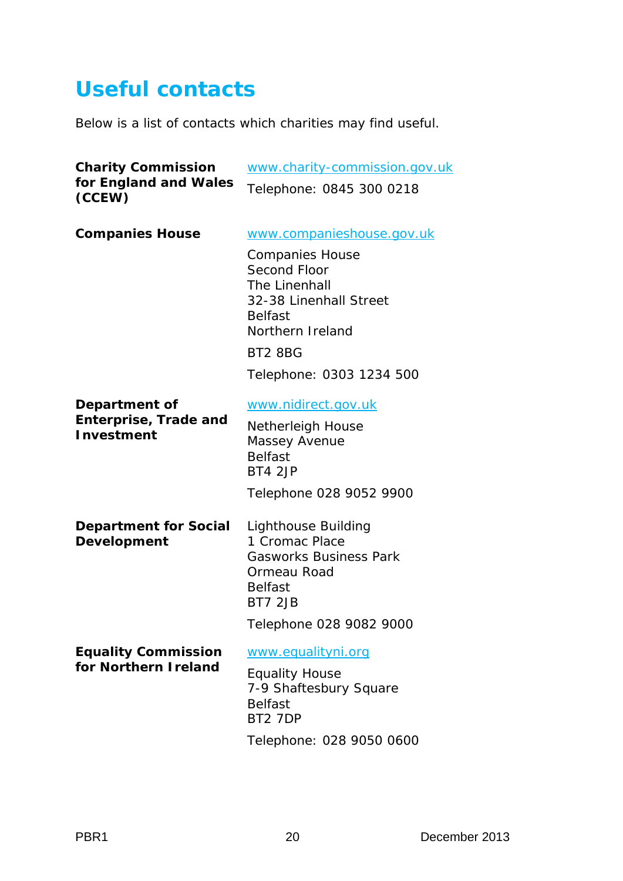# Useful contacts

Below is a list of contacts which charities may find useful.

**Charity Commission for England and Wales (CCEW)**

www.charity-commission.gov.uk

Telephone: 0845 300 0218

**Companies House**

www.companieshouse.gov.uk

Companies House
Second Floor
The Linenhall
32-38 Linenhall Street
Belfast
Northern Ireland

BT2 8BG

Telephone: 0303 1234 500

**Department of Enterprise, Trade and Investment**

www.nidirect.gov.uk

Netherleigh House
Massey Avenue
Belfast
BT4 2JP

Telephone 028 9052 9900

**Department for Social Development**

Lighthouse Building
1 Cromac Place
Gasworks Business Park
Ormeau Road
Belfast
BT7 2JB

Telephone 028 9082 9000

**Equality Commission for Northern Ireland**

www.equalityni.org

Equality House
7-9 Shaftesbury Square
Belfast
BT2 7DP

Telephone: 028 9050 0600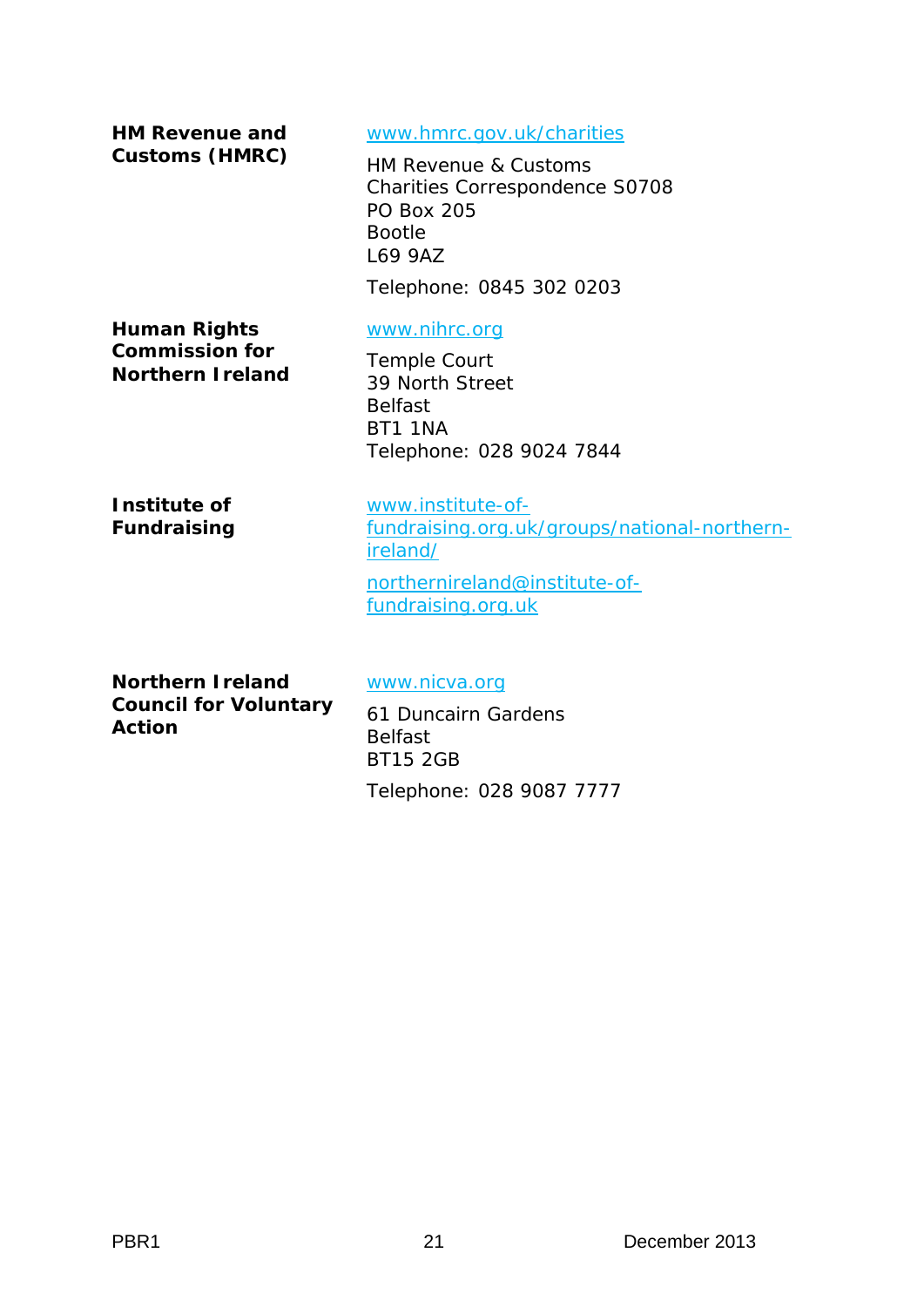**HM Revenue and Customs (HMRC)**

www.hmrc.gov.uk/charities

HM Revenue & Customs
Charities Correspondence S0708
PO Box 205
Bootle
L69 9AZ

Telephone: 0845 302 0203

**Human Rights Commission for Northern Ireland**

www.nihrc.org

Temple Court
39 North Street
Belfast
BT1 1NA
Telephone: 028 9024 7844

**Institute of Fundraising**

www.institute-of-fundraising.org.uk/groups/national-northern-ireland/

northernireland@institute-of-fundraising.org.uk

**Northern Ireland Council for Voluntary Action**

www.nicva.org

61 Duncairn Gardens
Belfast
BT15 2GB

Telephone: 028 9087 7777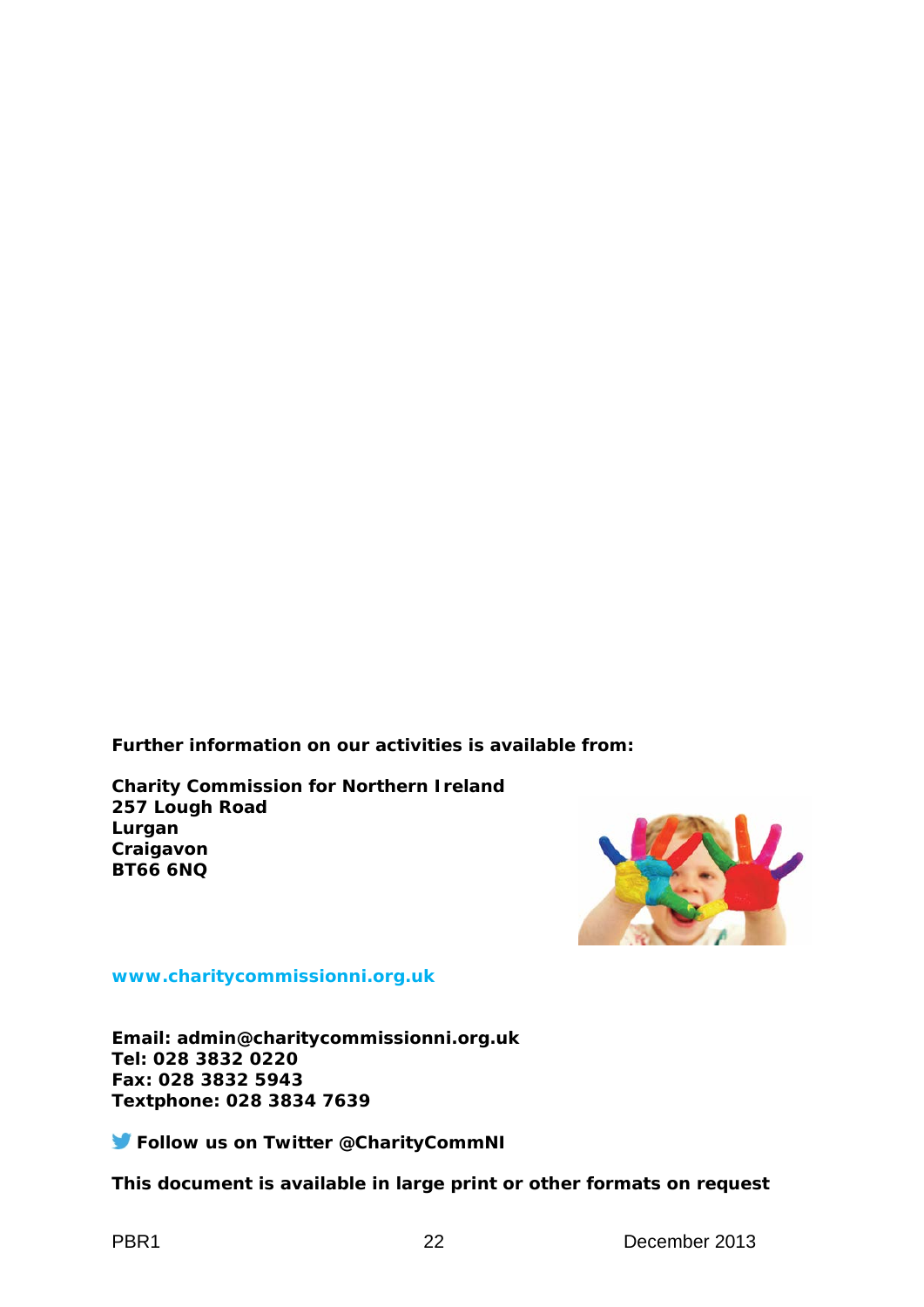**Further information on our activities is available from:**

**Charity Commission for Northern Ireland**
**257 Lough Road**
**Lurgan**
**Craigavon**
**BT66 6NQ**

**www.charitycommissionni.org.uk**

**Email: admin@charitycommissionni.org.uk**
**Tel: 028 3832 0220**
**Fax: 028 3832 5943**
**Textphone: 028 3834 7639**

**Follow us on Twitter @CharityCommNI**

**This document is available in large print or other formats on request**

PBR1 December 2013